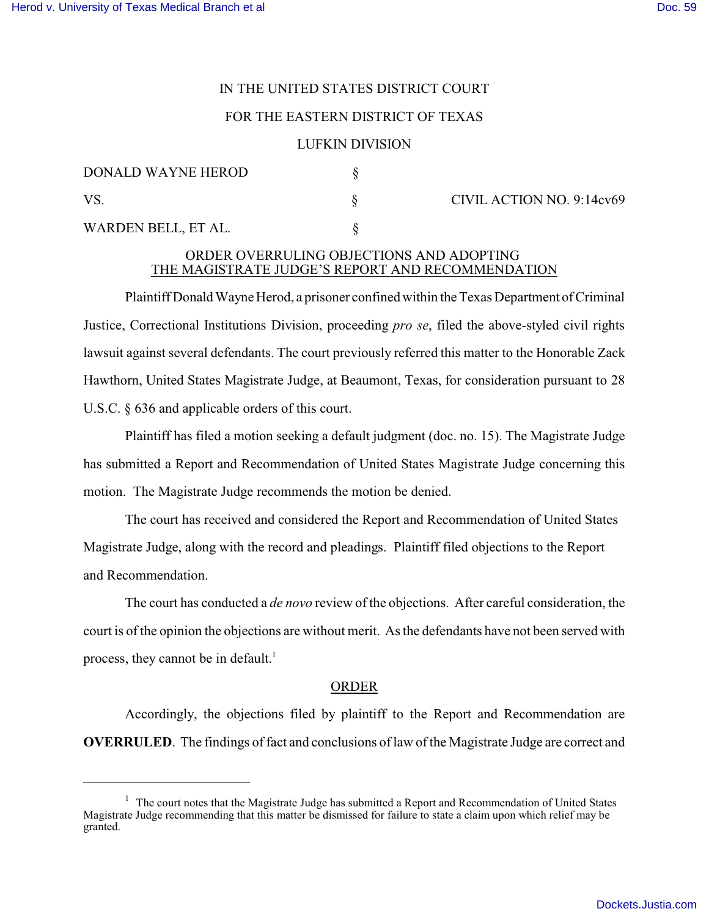IN THE UNITED STATES DISTRICT COURT

FOR THE EASTERN DISTRICT OF TEXAS

LUFKIN DIVISION

| | | |
|---|---|---|
| DONALD WAYNE HEROD | § | |
| VS. | § | CIVIL ACTION NO. 9:14cv69 |
| WARDEN BELL, ET AL. | § | |

## ORDER OVERRULING OBJECTIONS AND ADOPTING THE MAGISTRATE JUDGE'S REPORT AND RECOMMENDATION

Plaintiff Donald Wayne Herod, a prisoner confined within the Texas Department of Criminal Justice, Correctional Institutions Division, proceeding *pro se*, filed the above-styled civil rights lawsuit against several defendants. The court previously referred this matter to the Honorable Zack Hawthorn, United States Magistrate Judge, at Beaumont, Texas, for consideration pursuant to 28 U.S.C. § 636 and applicable orders of this court.

Plaintiff has filed a motion seeking a default judgment (doc. no. 15). The Magistrate Judge has submitted a Report and Recommendation of United States Magistrate Judge concerning this motion. The Magistrate Judge recommends the motion be denied.

The court has received and considered the Report and Recommendation of United States Magistrate Judge, along with the record and pleadings. Plaintiff filed objections to the Report and Recommendation.

The court has conducted a *de novo* review of the objections. After careful consideration, the court is of the opinion the objections are without merit. As the defendants have not been served with process, they cannot be in default.[1]

## ORDER

Accordingly, the objections filed by plaintiff to the Report and Recommendation are **OVERRULED**. The findings of fact and conclusions of law of the Magistrate Judge are correct and

---

[1] The court notes that the Magistrate Judge has submitted a Report and Recommendation of United States Magistrate Judge recommending that this matter be dismissed for failure to state a claim upon which relief may be granted.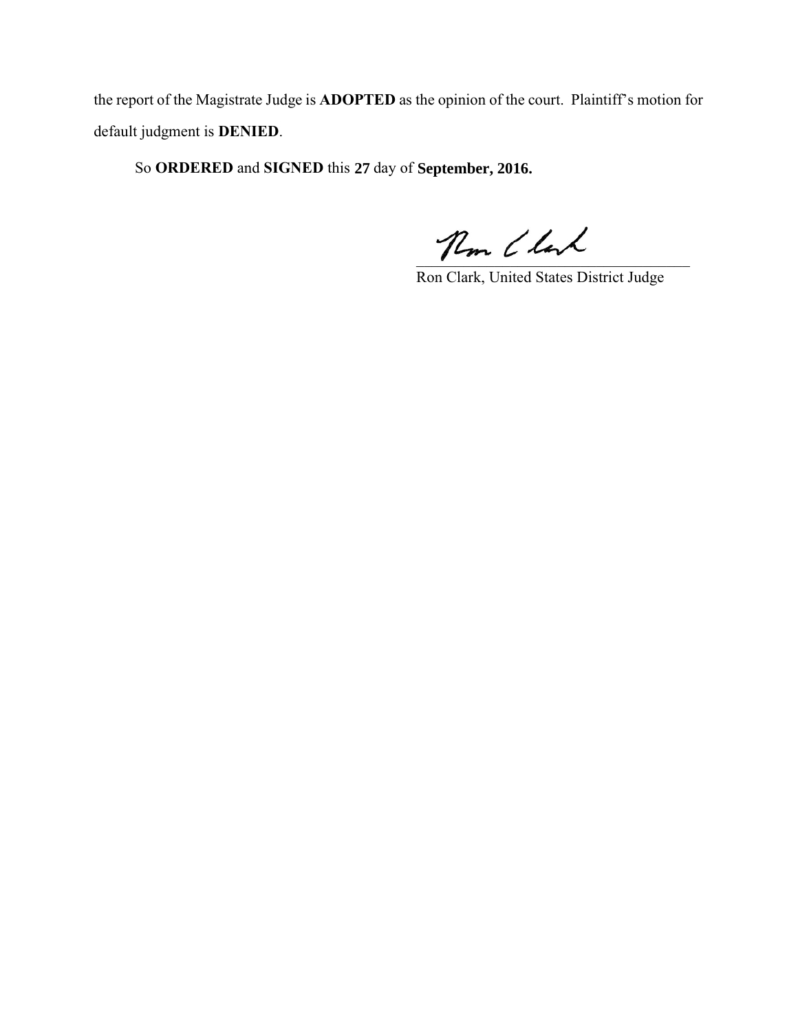the report of the Magistrate Judge is **ADOPTED** as the opinion of the court. Plaintiff's motion for default judgment is **DENIED**.

So **ORDERED** and **SIGNED** this **27** day of **September, 2016.**

Ron Clark, United States District Judge